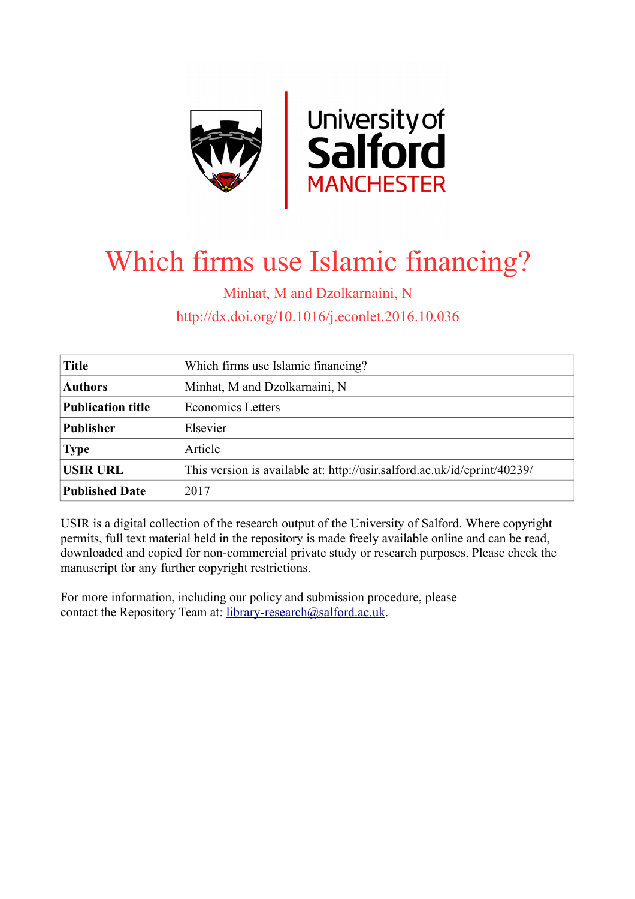# Which firms use Islamic financing?

Minhat, M and Dzolkarnaini, N

http://dx.doi.org/10.1016/j.econlet.2016.10.036

| **Title** | Which firms use Islamic financing? |
|---|---|
| **Authors** | Minhat, M and Dzolkarnaini, N |
| **Publication title** | Economics Letters |
| **Publisher** | Elsevier |
| **Type** | Article |
| **USIR URL** | This version is available at: http://usir.salford.ac.uk/id/eprint/40239/ |
| **Published Date** | 2017 |

USIR is a digital collection of the research output of the University of Salford. Where copyright permits, full text material held in the repository is made freely available online and can be read, downloaded and copied for non-commercial private study or research purposes. Please check the manuscript for any further copyright restrictions.

For more information, including our policy and submission procedure, please contact the Repository Team at: library-research@salford.ac.uk.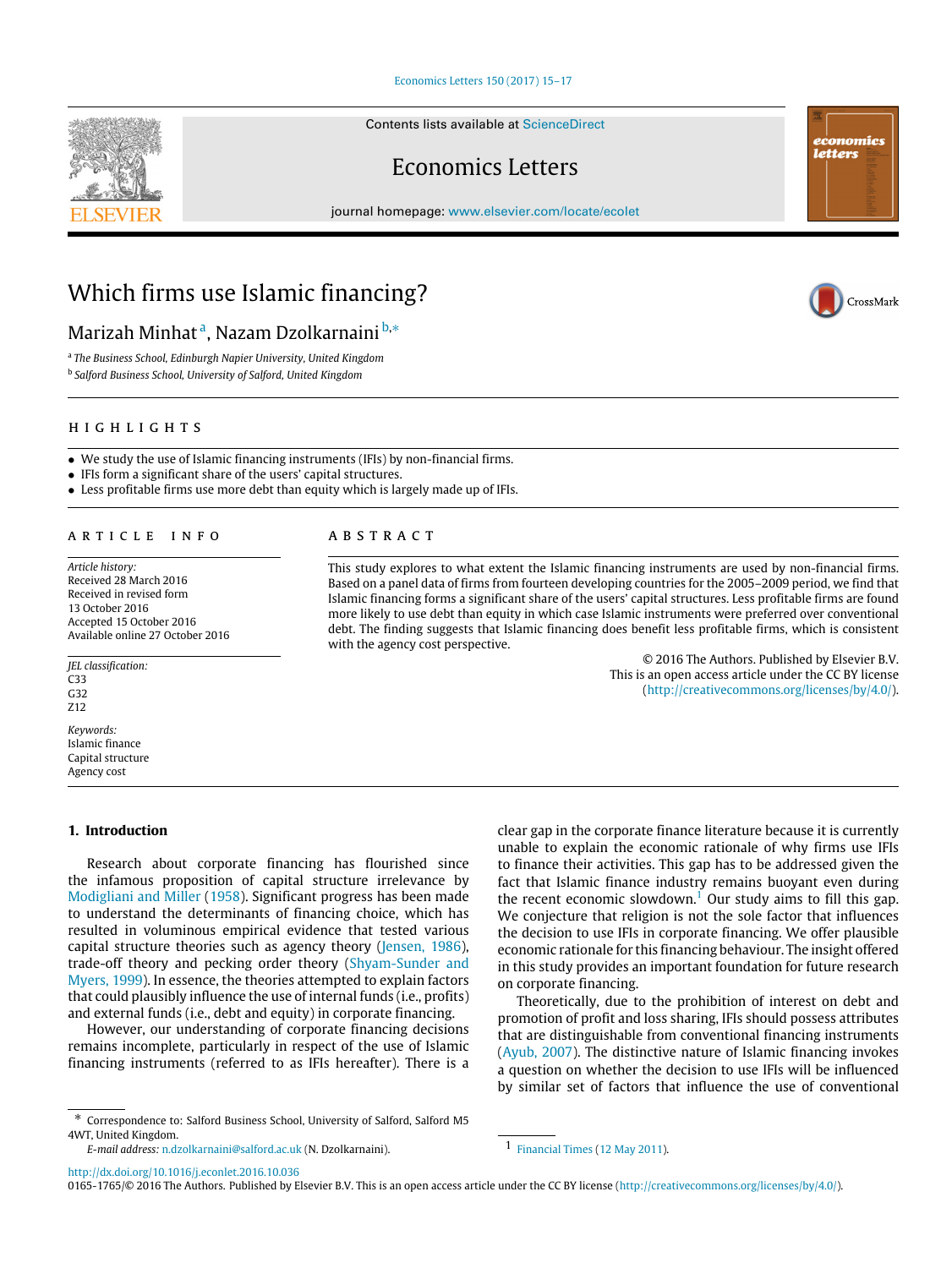# Which firms use Islamic financing?

Marizah Minhat[a], Nazam Dzolkarnaini[b,*]

[a] *The Business School, Edinburgh Napier University, United Kingdom*

[b] *Salford Business School, University of Salford, United Kingdom*

## HIGHLIGHTS

- We study the use of Islamic financing instruments (IFIs) by non-financial firms.
- IFIs form a significant share of the users' capital structures.
- Less profitable firms use more debt than equity which is largely made up of IFIs.

## ARTICLE INFO

*Article history:*
Received 28 March 2016
Received in revised form
13 October 2016
Accepted 15 October 2016
Available online 27 October 2016

*JEL classification:*
C33
G32
Z12

*Keywords:*
Islamic finance
Capital structure
Agency cost

## ABSTRACT

This study explores to what extent the Islamic financing instruments are used by non-financial firms. Based on a panel data of firms from fourteen developing countries for the 2005–2009 period, we find that Islamic financing forms a significant share of the users' capital structures. Less profitable firms are found more likely to use debt than equity in which case Islamic instruments were preferred over conventional debt. The finding suggests that Islamic financing does benefit less profitable firms, which is consistent with the agency cost perspective.

© 2016 The Authors. Published by Elsevier B.V. This is an open access article under the CC BY license (http://creativecommons.org/licenses/by/4.0/).

## 1. Introduction

Research about corporate financing has flourished since the infamous proposition of capital structure irrelevance by Modigliani and Miller (1958). Significant progress has been made to understand the determinants of financing choice, which has resulted in voluminous empirical evidence that tested various capital structure theories such as agency theory (Jensen, 1986), trade-off theory and pecking order theory (Shyam-Sunder and Myers, 1999). In essence, the theories attempted to explain factors that could plausibly influence the use of internal funds (i.e., profits) and external funds (i.e., debt and equity) in corporate financing.

However, our understanding of corporate financing decisions remains incomplete, particularly in respect of the use of Islamic financing instruments (referred to as IFIs hereafter). There is a clear gap in the corporate finance literature because it is currently unable to explain the economic rationale of why firms use IFIs to finance their activities. This gap has to be addressed given the fact that Islamic finance industry remains buoyant even during the recent economic slowdown.[1] Our study aims to fill this gap. We conjecture that religion is not the sole factor that influences the decision to use IFIs in corporate financing. We offer plausible economic rationale for this financing behaviour. The insight offered in this study provides an important foundation for future research on corporate financing.

Theoretically, due to the prohibition of interest on debt and promotion of profit and loss sharing, IFIs should possess attributes that are distinguishable from conventional financing instruments (Ayub, 2007). The distinctive nature of Islamic financing invokes a question on whether the decision to use IFIs will be influenced by similar set of factors that influence the use of conventional

* Correspondence to: Salford Business School, University of Salford, Salford M5 4WT, United Kingdom.
*E-mail address:* n.dzolkarnaini@salford.ac.uk (N. Dzolkarnaini).

[1] Financial Times (12 May 2011).

http://dx.doi.org/10.1016/j.econlet.2016.10.036
0165-1765/© 2016 The Authors. Published by Elsevier B.V. This is an open access article under the CC BY license (http://creativecommons.org/licenses/by/4.0/).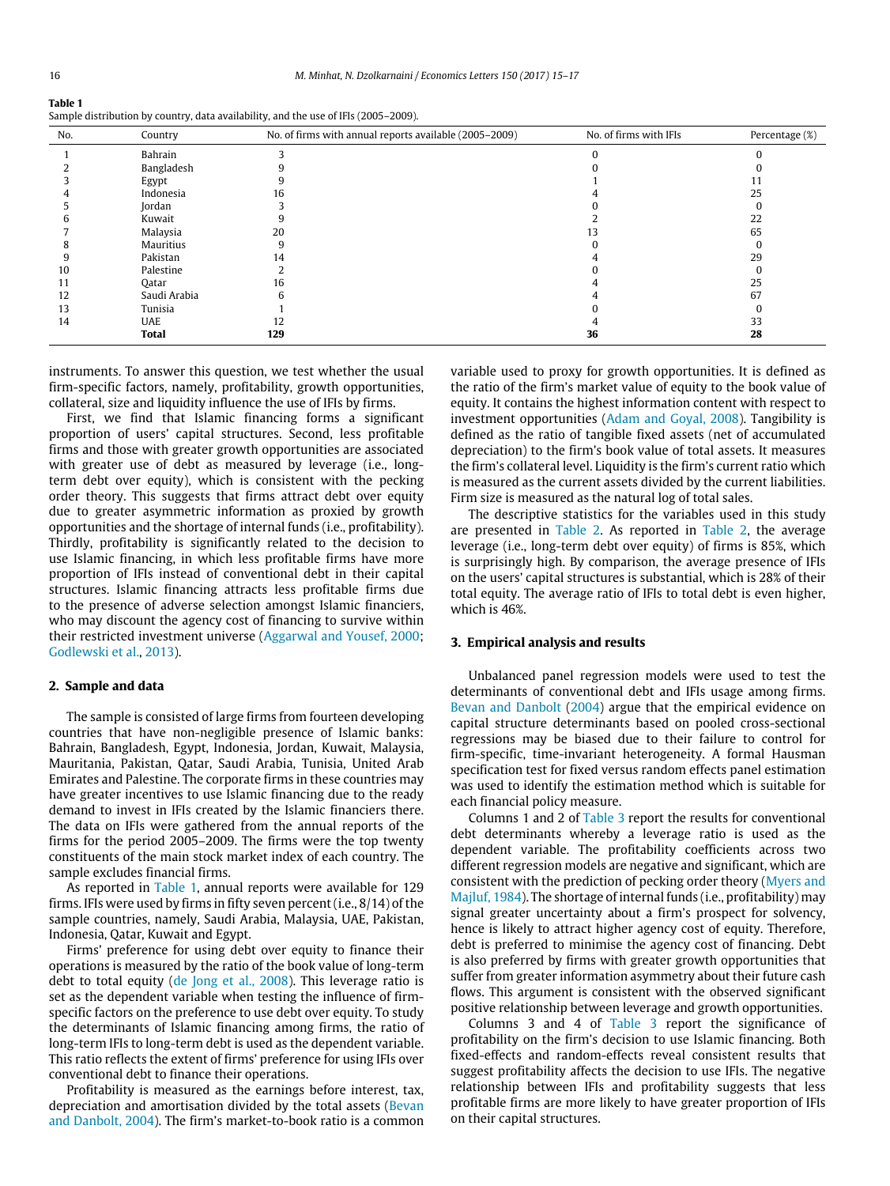**Table 1**
Sample distribution by country, data availability, and the use of IFIs (2005–2009).

| No. | Country | No. of firms with annual reports available (2005–2009) | No. of firms with IFIs | Percentage (%) |
|---|---|---|---|---|
| 1 | Bahrain | 3 | 0 | 0 |
| 2 | Bangladesh | 9 | 0 | 0 |
| 3 | Egypt | 9 | 1 | 11 |
| 4 | Indonesia | 16 | 4 | 25 |
| 5 | Jordan | 3 | 0 | 0 |
| 6 | Kuwait | 9 | 2 | 22 |
| 7 | Malaysia | 20 | 13 | 65 |
| 8 | Mauritius | 9 | 0 | 0 |
| 9 | Pakistan | 14 | 4 | 29 |
| 10 | Palestine | 2 | 0 | 0 |
| 11 | Qatar | 16 | 4 | 25 |
| 12 | Saudi Arabia | 6 | 4 | 67 |
| 13 | Tunisia | 1 | 0 | 0 |
| 14 | UAE | 12 | 4 | 33 |
| | **Total** | **129** | **36** | **28** |

instruments. To answer this question, we test whether the usual firm-specific factors, namely, profitability, growth opportunities, collateral, size and liquidity influence the use of IFIs by firms.

First, we find that Islamic financing forms a significant proportion of users' capital structures. Second, less profitable firms and those with greater growth opportunities are associated with greater use of debt as measured by leverage (i.e., long-term debt over equity), which is consistent with the pecking order theory. This suggests that firms attract debt over equity due to greater asymmetric information as proxied by growth opportunities and the shortage of internal funds (i.e., profitability). Thirdly, profitability is significantly related to the decision to use Islamic financing, in which less profitable firms have more proportion of IFIs instead of conventional debt in their capital structures. Islamic financing attracts less profitable firms due to the presence of adverse selection amongst Islamic financiers, who may discount the agency cost of financing to survive within their restricted investment universe (Aggarwal and Yousef, 2000; Godlewski et al., 2013).

## 2. Sample and data

The sample is consisted of large firms from fourteen developing countries that have non-negligible presence of Islamic banks: Bahrain, Bangladesh, Egypt, Indonesia, Jordan, Kuwait, Malaysia, Mauritania, Pakistan, Qatar, Saudi Arabia, Tunisia, United Arab Emirates and Palestine. The corporate firms in these countries may have greater incentives to use Islamic financing due to the ready demand to invest in IFIs created by the Islamic financiers there. The data on IFIs were gathered from the annual reports of the firms for the period 2005–2009. The firms were the top twenty constituents of the main stock market index of each country. The sample excludes financial firms.

As reported in Table 1, annual reports were available for 129 firms. IFIs were used by firms in fifty seven percent (i.e., 8/14) of the sample countries, namely, Saudi Arabia, Malaysia, UAE, Pakistan, Indonesia, Qatar, Kuwait and Egypt.

Firms' preference for using debt over equity to finance their operations is measured by the ratio of the book value of long-term debt to total equity (de Jong et al., 2008). This leverage ratio is set as the dependent variable when testing the influence of firm-specific factors on the preference to use debt over equity. To study the determinants of Islamic financing among firms, the ratio of long-term IFIs to long-term debt is used as the dependent variable. This ratio reflects the extent of firms' preference for using IFIs over conventional debt to finance their operations.

Profitability is measured as the earnings before interest, tax, depreciation and amortisation divided by the total assets (Bevan and Danbolt, 2004). The firm's market-to-book ratio is a common variable used to proxy for growth opportunities. It is defined as the ratio of the firm's market value of equity to the book value of equity. It contains the highest information content with respect to investment opportunities (Adam and Goyal, 2008). Tangibility is defined as the ratio of tangible fixed assets (net of accumulated depreciation) to the firm's book value of total assets. It measures the firm's collateral level. Liquidity is the firm's current ratio which is measured as the current assets divided by the current liabilities. Firm size is measured as the natural log of total sales.

The descriptive statistics for the variables used in this study are presented in Table 2. As reported in Table 2, the average leverage (i.e., long-term debt over equity) of firms is 85%, which is surprisingly high. By comparison, the average presence of IFIs on the users' capital structures is substantial, which is 28% of their total equity. The average ratio of IFIs to total debt is even higher, which is 46%.

## 3. Empirical analysis and results

Unbalanced panel regression models were used to test the determinants of conventional debt and IFIs usage among firms. Bevan and Danbolt (2004) argue that the empirical evidence on capital structure determinants based on pooled cross-sectional regressions may be biased due to their failure to control for firm-specific, time-invariant heterogeneity. A formal Hausman specification test for fixed versus random effects panel estimation was used to identify the estimation method which is suitable for each financial policy measure.

Columns 1 and 2 of Table 3 report the results for conventional debt determinants whereby a leverage ratio is used as the dependent variable. The profitability coefficients across two different regression models are negative and significant, which are consistent with the prediction of pecking order theory (Myers and Majluf, 1984). The shortage of internal funds (i.e., profitability) may signal greater uncertainty about a firm's prospect for solvency, hence is likely to attract higher agency cost of equity. Therefore, debt is preferred to minimise the agency cost of financing. Debt is also preferred by firms with greater growth opportunities that suffer from greater information asymmetry about their future cash flows. This argument is consistent with the observed significant positive relationship between leverage and growth opportunities.

Columns 3 and 4 of Table 3 report the significance of profitability on the firm's decision to use Islamic financing. Both fixed-effects and random-effects reveal consistent results that suggest profitability affects the decision to use IFIs. The negative relationship between IFIs and profitability suggests that less profitable firms are more likely to have greater proportion of IFIs on their capital structures.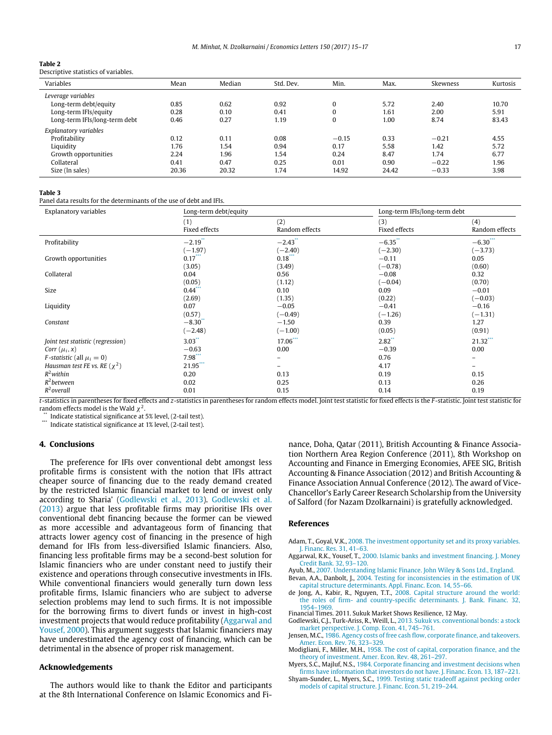**Table 2**
Descriptive statistics of variables.

| Variables | Mean | Median | Std. Dev. | Min. | Max. | Skewness | Kurtosis |
|---|---|---|---|---|---|---|---|
| *Leverage variables* | | | | | | | |
| Long-term debt/equity | 0.85 | 0.62 | 0.92 | 0 | 5.72 | 2.40 | 10.70 |
| Long-term IFIs/equity | 0.28 | 0.10 | 0.41 | 0 | 1.61 | 2.00 | 5.91 |
| Long-term IFIs/long-term debt | 0.46 | 0.27 | 1.19 | 0 | 1.00 | 8.74 | 83.43 |
| *Explanatory variables* | | | | | | | |
| Profitability | 0.12 | 0.11 | 0.08 | −0.15 | 0.33 | −0.21 | 4.55 |
| Liquidity | 1.76 | 1.54 | 0.94 | 0.17 | 5.58 | 1.42 | 5.72 |
| Growth opportunities | 2.24 | 1.96 | 1.54 | 0.24 | 8.47 | 1.74 | 6.77 |
| Collateral | 0.41 | 0.47 | 0.25 | 0.01 | 0.90 | −0.22 | 1.96 |
| Size (ln sales) | 20.36 | 20.32 | 1.74 | 14.92 | 24.42 | −0.33 | 3.98 |

**Table 3**
Panel data results for the determinants of the use of debt and IFIs.

| Explanatory variables | Long-term debt/equity | | Long-term IFIs/long-term debt | |
|---|---|---|---|---|
| | (1) Fixed effects | (2) Random effects | (3) Fixed effects | (4) Random effects |
| Profitability | −2.19** | −2.43** | −6.35** | −6.30*** |
| | (−1.97) | (−2.40) | (−2.30) | (−3.73) |
| Growth opportunities | 0.17*** | 0.18*** | −0.11 | 0.05 |
| | (3.05) | (3.49) | (−0.78) | (0.60) |
| Collateral | 0.04 | 0.56 | −0.08 | 0.32 |
| | (0.05) | (1.12) | (−0.04) | (0.70) |
| Size | 0.44*** | 0.10 | 0.09 | −0.01 |
| | (2.69) | (1.35) | (0.22) | (−0.03) |
| Liquidity | 0.07 | −0.05 | −0.41 | −0.16 |
| | (0.57) | (−0.49) | (−1.26) | (−1.31) |
| *Constant* | −8.30** | −1.50 | 0.39 | 1.27 |
| | (−2.48) | (−1.00) | (0.05) | (0.91) |
| *Joint test statistic (regression)* | 3.03** | 17.06*** | 2.82** | 21.32*** |
| *Corr* $(\mu_i, x)$ | −0.63 | 0.00 | −0.39 | 0.00 |
| *F-statistic* (all $\mu_i = 0$) | 7.98*** | – | 0.76 | – |
| *Hausman test FE vs. RE* ($\chi^2$) | 21.95*** | – | 4.17 | – |
| $R^2$*within* | 0.20 | 0.13 | 0.19 | 0.15 |
| $R^2$*between* | 0.02 | 0.25 | 0.13 | 0.26 |
| $R^2$*overall* | 0.01 | 0.15 | 0.14 | 0.19 |

*t*-statistics in parentheses for fixed effects and *z*-statistics in parentheses for random effects model. Joint test statistic for fixed effects is the *F*-statistic. Joint test statistic for random effects model is the Wald $\chi^2$.
** Indicate statistical significance at 5% level, (2-tail test).
*** Indicate statistical significance at 1% level, (2-tail test).

## 4. Conclusions

The preference for IFIs over conventional debt amongst less profitable firms is consistent with the notion that IFIs attract cheaper source of financing due to the ready demand created by the restricted Islamic financial market to lend or invest only according to Sharia' (Godlewski et al., 2013). Godlewski et al. (2013) argue that less profitable firms may prioritise IFIs over conventional debt financing because the former can be viewed as more accessible and advantageous form of financing that attracts lower agency cost of financing in the presence of high demand for IFIs from less-diversified Islamic financiers. Also, financing less profitable firms may be a second-best solution for Islamic financiers who are under constant need to justify their existence and operations through consecutive investments in IFIs. While conventional financiers would generally turn down less profitable firms, Islamic financiers who are subject to adverse selection problems may lend to such firms. It is not impossible for the borrowing firms to divert funds or invest in high-cost investment projects that would reduce profitability (Aggarwal and Yousef, 2000). This argument suggests that Islamic financiers may have underestimated the agency cost of financing, which can be detrimental in the absence of proper risk management.

## Acknowledgements

The authors would like to thank the Editor and participants at the 8th International Conference on Islamic Economics and Finance, Doha, Qatar (2011), British Accounting & Finance Association Northern Area Region Conference (2011), 8th Workshop on Accounting and Finance in Emerging Economies, AFEE SIG, British Accounting & Finance Association (2012) and British Accounting & Finance Association Annual Conference (2012). The award of Vice-Chancellor's Early Career Research Scholarship from the University of Salford (for Nazam Dzolkarnaini) is gratefully acknowledged.

## References

Adam, T., Goyal, V.K., 2008. The investment opportunity set and its proxy variables. J. Financ. Res. 31, 41–63.
Aggarwal, R.K., Yousef, T., 2000. Islamic banks and investment financing. J. Money Credit Bank. 32, 93–120.
Ayub, M., 2007. Understanding Islamic Finance. John Wiley & Sons Ltd., England.
Bevan, A.A., Danbolt, J., 2004. Testing for inconsistencies in the estimation of UK capital structure determinants. Appl. Financ. Econ. 14, 55–66.
de Jong, A., Kabir, R., Nguyen, T.T., 2008. Capital structure around the world: the roles of firm- and country-specific determinants. J. Bank. Financ. 32, 1954–1969.
Financial Times. 2011. Sukuk Market Shows Resilience, 12 May.
Godlewski, C.J., Turk-Ariss, R., Weill, L., 2013. Sukuk vs. conventional bonds: a stock market perspective. J. Comp. Econ. 41, 745–761.
Jensen, M.C., 1986. Agency costs of free cash flow, corporate finance, and takeovers. Amer. Econ. Rev. 76, 323–329.
Modigliani, F., Miller, M.H., 1958. The cost of capital, corporation finance, and the theory of investment. Amer. Econ. Rev. 48, 261–297.
Myers, S.C., Majluf, N.S., 1984. Corporate financing and investment decisions when firms have information that investors do not have. J. Financ. Econ. 13, 187–221.
Shyam-Sunder, L., Myers, S.C., 1999. Testing static tradeoff against pecking order models of capital structure. J. Financ. Econ. 51, 219–244.